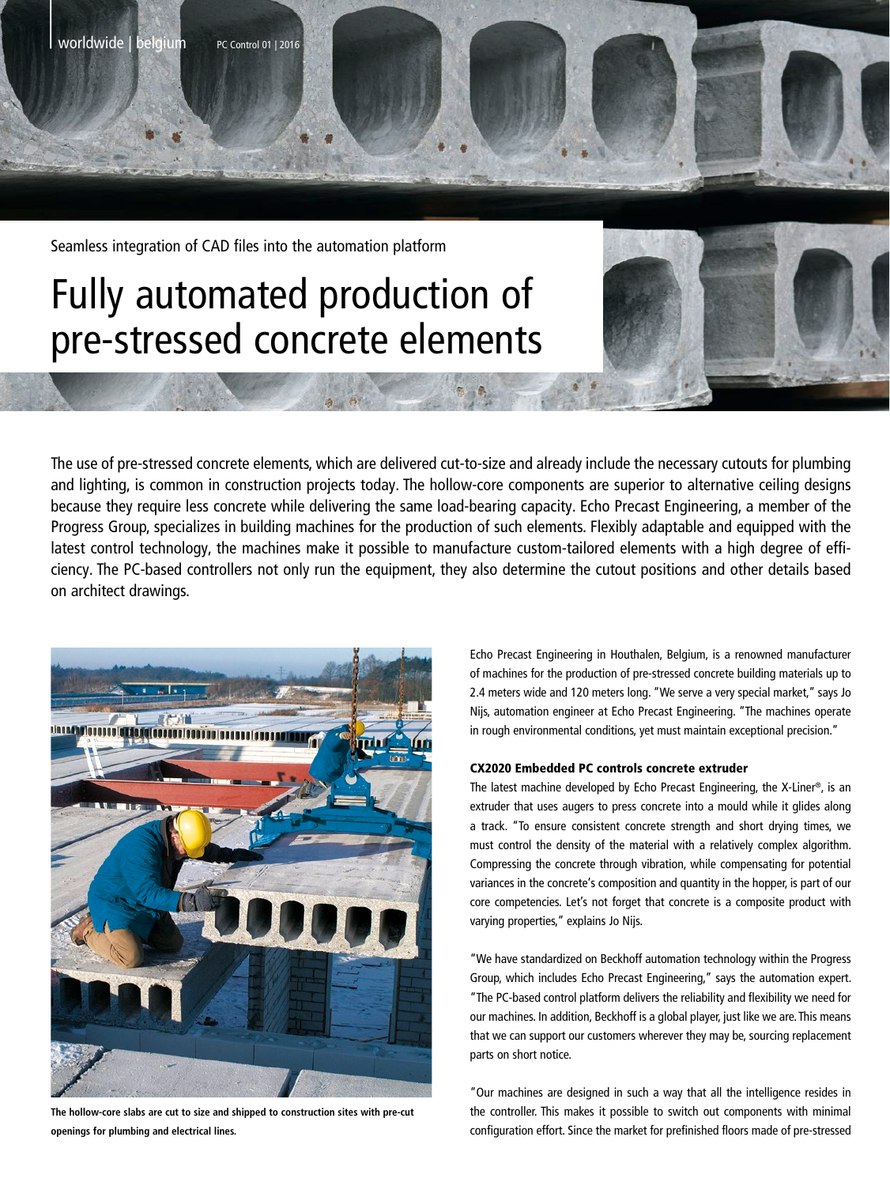Seamless integration of CAD files into the automation platform

# Fully automated production of pre-stressed concrete elements

The use of pre-stressed concrete elements, which are delivered cut-to-size and already include the necessary cutouts for plumbing and lighting, is common in construction projects today. The hollow-core components are superior to alternative ceiling designs because they require less concrete while delivering the same load-bearing capacity. Echo Precast Engineering, a member of the Progress Group, specializes in building machines for the production of such elements. Flexibly adaptable and equipped with the latest control technology, the machines make it possible to manufacture custom-tailored elements with a high degree of efficiency. The PC-based controllers not only run the equipment, they also determine the cutout positions and other details based on architect drawings.

**The hollow-core slabs are cut to size and shipped to construction sites with pre-cut openings for plumbing and electrical lines.**

Echo Precast Engineering in Houthalen, Belgium, is a renowned manufacturer of machines for the production of pre-stressed concrete building materials up to 2.4 meters wide and 120 meters long. "We serve a very special market," says Jo Nijs, automation engineer at Echo Precast Engineering. "The machines operate in rough environmental conditions, yet must maintain exceptional precision."

### CX2020 Embedded PC controls concrete extruder

The latest machine developed by Echo Precast Engineering, the X-Liner®, is an extruder that uses augers to press concrete into a mould while it glides along a track. "To ensure consistent concrete strength and short drying times, we must control the density of the material with a relatively complex algorithm. Compressing the concrete through vibration, while compensating for potential variances in the concrete's composition and quantity in the hopper, is part of our core competencies. Let's not forget that concrete is a composite product with varying properties," explains Jo Nijs.

"We have standardized on Beckhoff automation technology within the Progress Group, which includes Echo Precast Engineering," says the automation expert. "The PC-based control platform delivers the reliability and flexibility we need for our machines. In addition, Beckhoff is a global player, just like we are. This means that we can support our customers wherever they may be, sourcing replacement parts on short notice.

"Our machines are designed in such a way that all the intelligence resides in the controller. This makes it possible to switch out components with minimal configuration effort. Since the market for prefinished floors made of pre-stressed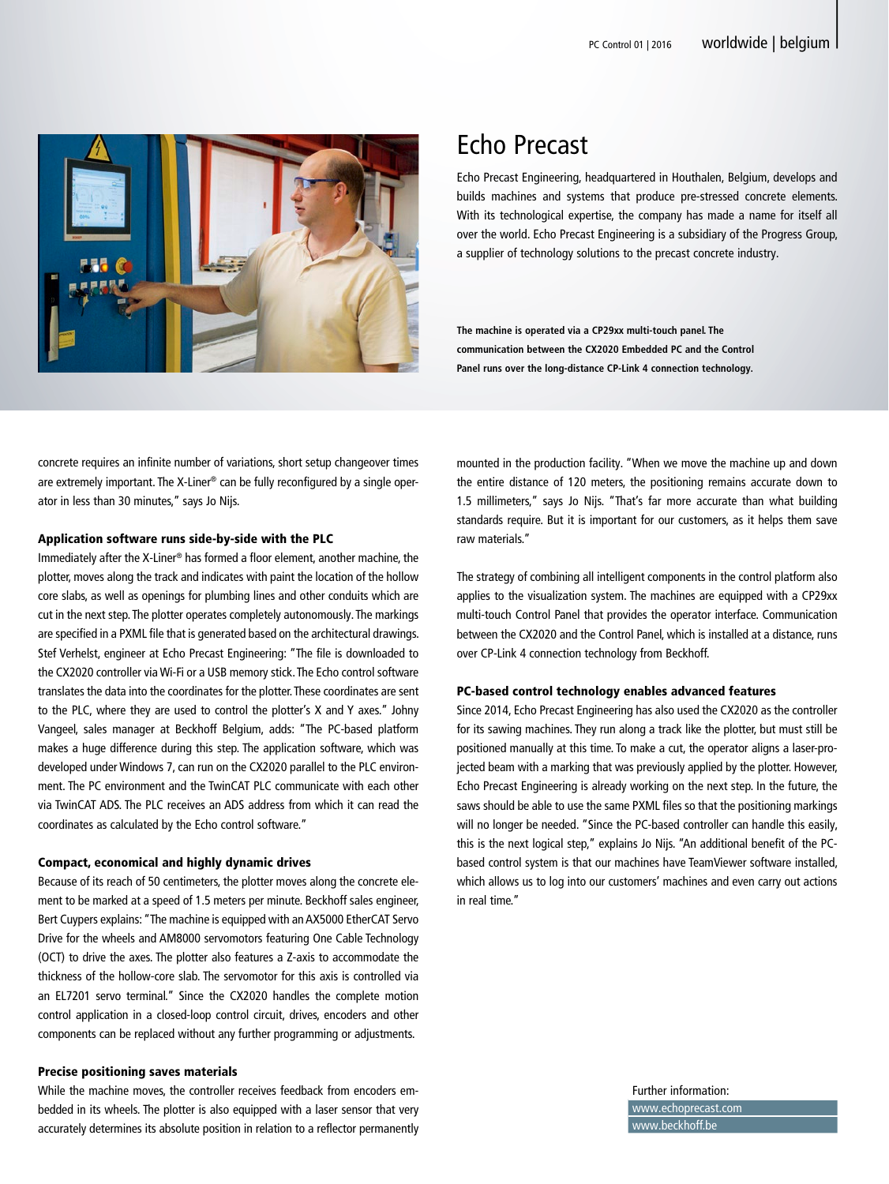# Echo Precast

Echo Precast Engineering, headquartered in Houthalen, Belgium, develops and builds machines and systems that produce pre-stressed concrete elements. With its technological expertise, the company has made a name for itself all over the world. Echo Precast Engineering is a subsidiary of the Progress Group, a supplier of technology solutions to the precast concrete industry.

**The machine is operated via a CP29xx multi-touch panel. The communication between the CX2020 Embedded PC and the Control Panel runs over the long-distance CP-Link 4 connection technology.**

concrete requires an infinite number of variations, short setup changeover times are extremely important. The X-Liner® can be fully reconfigured by a single operator in less than 30 minutes," says Jo Nijs.

### Application software runs side-by-side with the PLC

Immediately after the X-Liner® has formed a floor element, another machine, the plotter, moves along the track and indicates with paint the location of the hollow core slabs, as well as openings for plumbing lines and other conduits which are cut in the next step. The plotter operates completely autonomously. The markings are specified in a PXML file that is generated based on the architectural drawings. Stef Verhelst, engineer at Echo Precast Engineering: "The file is downloaded to the CX2020 controller via Wi-Fi or a USB memory stick. The Echo control software translates the data into the coordinates for the plotter. These coordinates are sent to the PLC, where they are used to control the plotter's X and Y axes." Johny Vangeel, sales manager at Beckhoff Belgium, adds: "The PC-based platform makes a huge difference during this step. The application software, which was developed under Windows 7, can run on the CX2020 parallel to the PLC environment. The PC environment and the TwinCAT PLC communicate with each other via TwinCAT ADS. The PLC receives an ADS address from which it can read the coordinates as calculated by the Echo control software."

### Compact, economical and highly dynamic drives

Because of its reach of 50 centimeters, the plotter moves along the concrete element to be marked at a speed of 1.5 meters per minute. Beckhoff sales engineer, Bert Cuypers explains: "The machine is equipped with an AX5000 EtherCAT Servo Drive for the wheels and AM8000 servomotors featuring One Cable Technology (OCT) to drive the axes. The plotter also features a Z-axis to accommodate the thickness of the hollow-core slab. The servomotor for this axis is controlled via an EL7201 servo terminal." Since the CX2020 handles the complete motion control application in a closed-loop control circuit, drives, encoders and other components can be replaced without any further programming or adjustments.

### Precise positioning saves materials

While the machine moves, the controller receives feedback from encoders embedded in its wheels. The plotter is also equipped with a laser sensor that very accurately determines its absolute position in relation to a reflector permanently mounted in the production facility. "When we move the machine up and down the entire distance of 120 meters, the positioning remains accurate down to 1.5 millimeters," says Jo Nijs. "That's far more accurate than what building standards require. But it is important for our customers, as it helps them save raw materials."

The strategy of combining all intelligent components in the control platform also applies to the visualization system. The machines are equipped with a CP29xx multi-touch Control Panel that provides the operator interface. Communication between the CX2020 and the Control Panel, which is installed at a distance, runs over CP-Link 4 connection technology from Beckhoff.

### PC-based control technology enables advanced features

Since 2014, Echo Precast Engineering has also used the CX2020 as the controller for its sawing machines. They run along a track like the plotter, but must still be positioned manually at this time. To make a cut, the operator aligns a laser-projected beam with a marking that was previously applied by the plotter. However, Echo Precast Engineering is already working on the next step. In the future, the saws should be able to use the same PXML files so that the positioning markings will no longer be needed. "Since the PC-based controller can handle this easily, this is the next logical step," explains Jo Nijs. "An additional benefit of the PC-based control system is that our machines have TeamViewer software installed, which allows us to log into our customers' machines and even carry out actions in real time."

Further information:
www.echoprecast.com
www.beckhoff.be